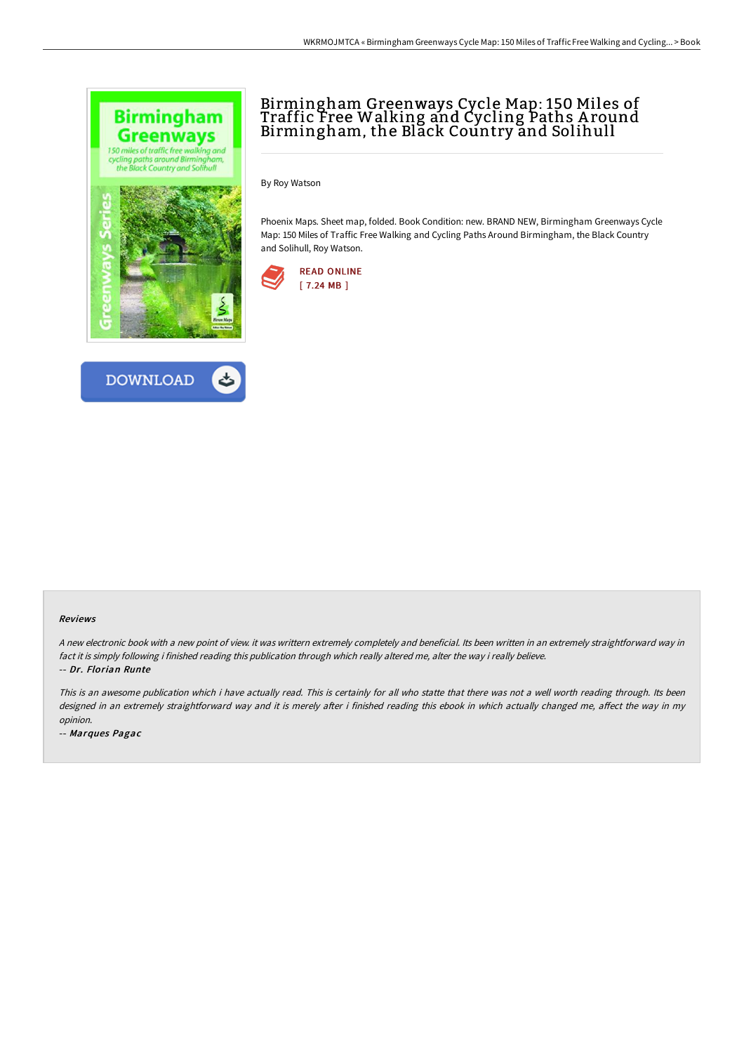# Birmingham Greenways Cycle Map: 150 Miles of Traffic Free Walking and Cycling Paths Around Birmingham, the Black Country and Solihull

By Roy Watson

Phoenix Maps. Sheet map, folded. Book Condition: new. BRAND NEW, Birmingham Greenways Cycle Map: 150 Miles of Traffic Free Walking and Cycling Paths Around Birmingham, the Black Country and Solihull, Roy Watson.

READ ONLINE
[ 7.24 MB ]

DOWNLOAD

### Reviews

*A new electronic book with a new point of view. it was writtern extremely completely and beneficial. Its been written in an extremely straightforward way in fact it is simply following i finished reading this publication through which really altered me, alter the way i really believe.*

-- ***Dr. Florian Runte***

*This is an awesome publication which i have actually read. This is certainly for all who statte that there was not a well worth reading through. Its been designed in an extremely straightforward way and it is merely after i finished reading this ebook in which actually changed me, affect the way in my opinion.*

-- ***Marques Pagac***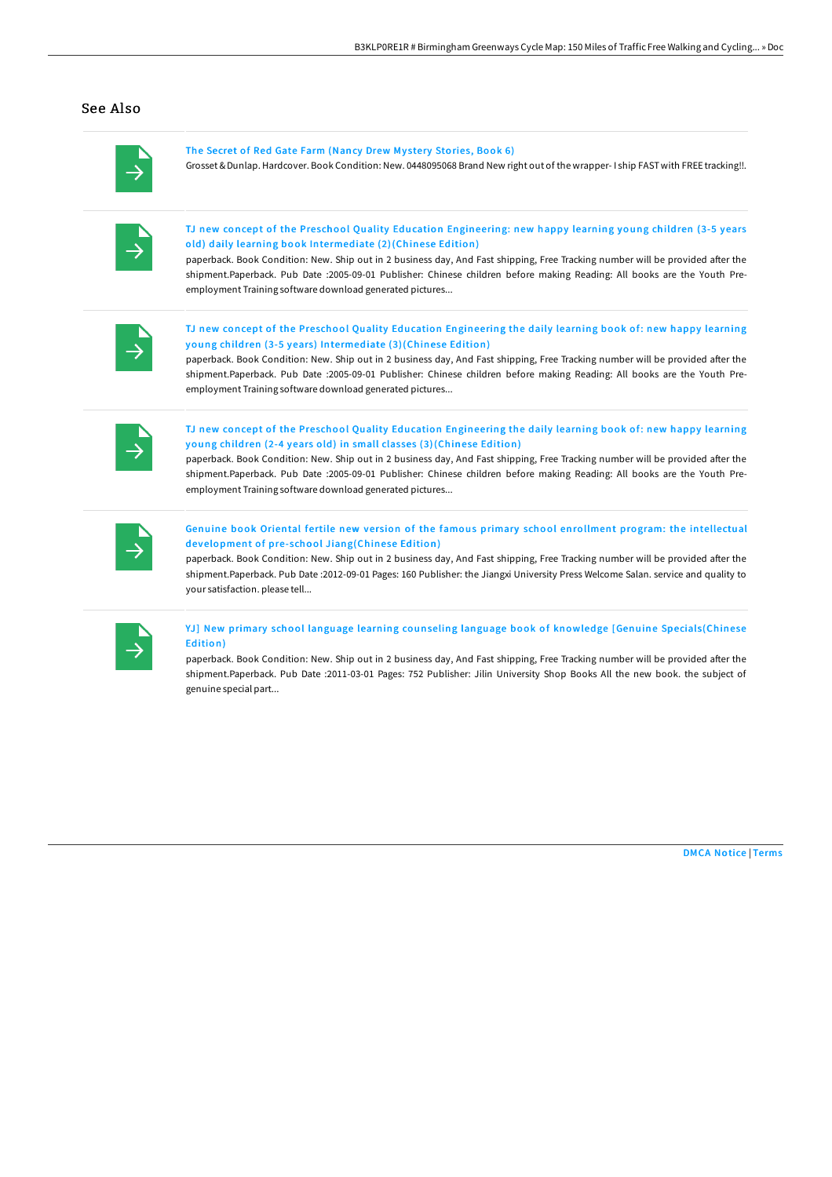## See Also

The Secret of Red Gate Farm (Nancy Drew Mystery Stories, Book 6)

Grosset & Dunlap. Hardcover. Book Condition: New. 0448095068 Brand New right out of the wrapper- I ship FAST with FREE tracking!!.

TJ new concept of the Preschool Quality Education Engineering: new happy learning young children (3-5 years old) daily learning book Intermediate (2)(Chinese Edition)

paperback. Book Condition: New. Ship out in 2 business day, And Fast shipping, Free Tracking number will be provided after the shipment.Paperback. Pub Date :2005-09-01 Publisher: Chinese children before making Reading: All books are the Youth Pre-employment Training software download generated pictures...

TJ new concept of the Preschool Quality Education Engineering the daily learning book of: new happy learning young children (3-5 years) Intermediate (3)(Chinese Edition)

paperback. Book Condition: New. Ship out in 2 business day, And Fast shipping, Free Tracking number will be provided after the shipment.Paperback. Pub Date :2005-09-01 Publisher: Chinese children before making Reading: All books are the Youth Pre-employment Training software download generated pictures...

TJ new concept of the Preschool Quality Education Engineering the daily learning book of: new happy learning young children (2-4 years old) in small classes (3)(Chinese Edition)

paperback. Book Condition: New. Ship out in 2 business day, And Fast shipping, Free Tracking number will be provided after the shipment.Paperback. Pub Date :2005-09-01 Publisher: Chinese children before making Reading: All books are the Youth Pre-employment Training software download generated pictures...

Genuine book Oriental fertile new version of the famous primary school enrollment program: the intellectual development of pre-school Jiang(Chinese Edition)

paperback. Book Condition: New. Ship out in 2 business day, And Fast shipping, Free Tracking number will be provided after the shipment.Paperback. Pub Date :2012-09-01 Pages: 160 Publisher: the Jiangxi University Press Welcome Salan. service and quality to your satisfaction. please tell...

YJ] New primary school language learning counseling language book of knowledge [Genuine Specials(Chinese Edition)

paperback. Book Condition: New. Ship out in 2 business day, And Fast shipping, Free Tracking number will be provided after the shipment.Paperback. Pub Date :2011-03-01 Pages: 752 Publisher: Jilin University Shop Books All the new book. the subject of genuine special part...

DMCA Notice | Terms